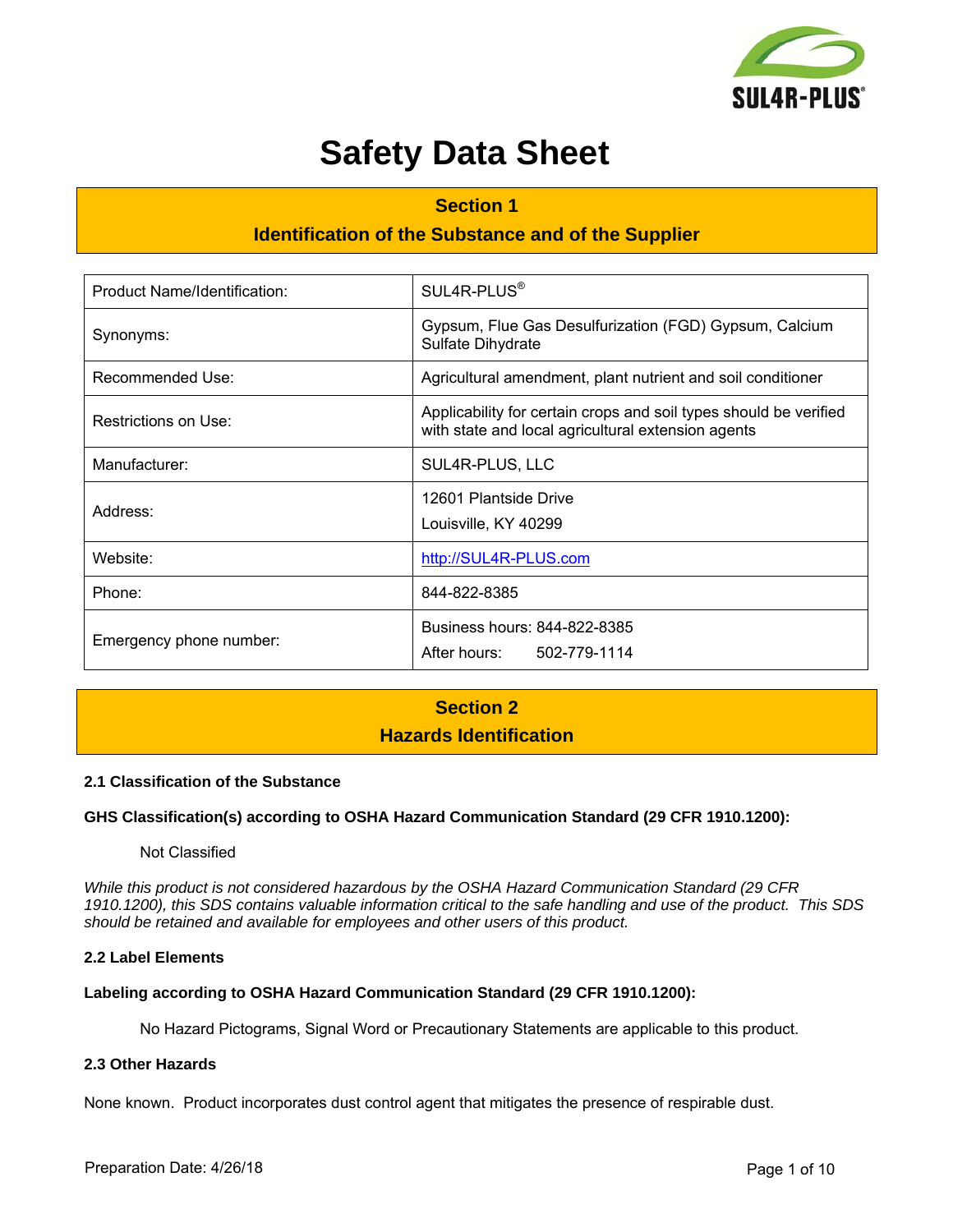# Safety Data Sheet

## Section 1
## Identification of the Substance and of the Supplier

| Product Name/Identification: | SUL4R-PLUS® |
|---|---|
| Synonyms: | Gypsum, Flue Gas Desulfurization (FGD) Gypsum, Calcium Sulfate Dihydrate |
| Recommended Use: | Agricultural amendment, plant nutrient and soil conditioner |
| Restrictions on Use: | Applicability for certain crops and soil types should be verified with state and local agricultural extension agents |
| Manufacturer: | SUL4R-PLUS, LLC |
| Address: | 12601 Plantside Drive<br>Louisville, KY 40299 |
| Website: | http://SUL4R-PLUS.com |
| Phone: | 844-822-8385 |
| Emergency phone number: | Business hours: 844-822-8385<br>After hours: 502-779-1114 |

## Section 2
## Hazards Identification

### 2.1 Classification of the Substance

**GHS Classification(s) according to OSHA Hazard Communication Standard (29 CFR 1910.1200):**

Not Classified

*While this product is not considered hazardous by the OSHA Hazard Communication Standard (29 CFR 1910.1200), this SDS contains valuable information critical to the safe handling and use of the product. This SDS should be retained and available for employees and other users of this product.*

### 2.2 Label Elements

**Labeling according to OSHA Hazard Communication Standard (29 CFR 1910.1200):**

No Hazard Pictograms, Signal Word or Precautionary Statements are applicable to this product.

### 2.3 Other Hazards

None known. Product incorporates dust control agent that mitigates the presence of respirable dust.

Preparation Date: 4/26/18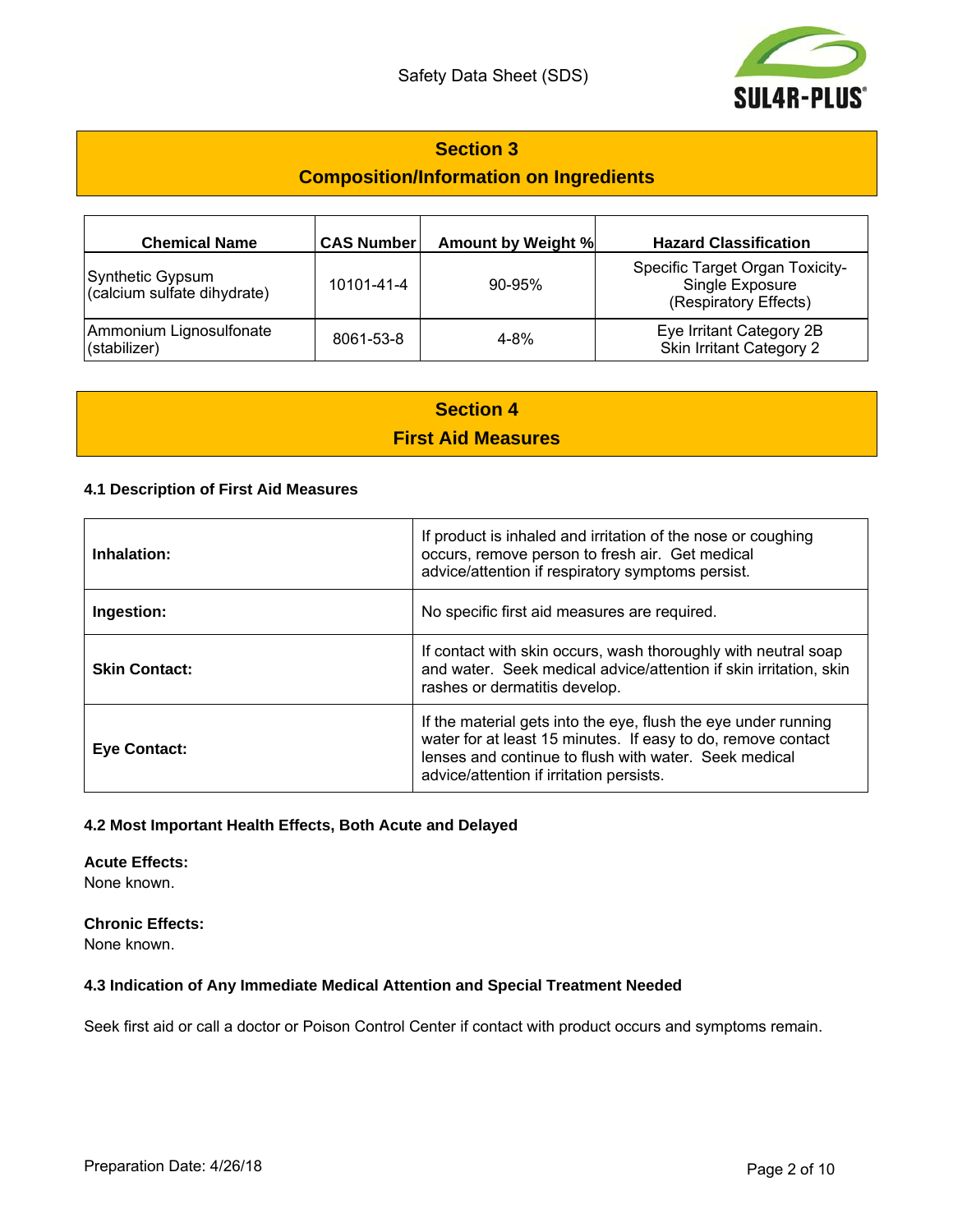## Section 3
## Composition/Information on Ingredients

| Chemical Name | CAS Number | Amount by Weight % | Hazard Classification |
|---|---|---|---|
| Synthetic Gypsum (calcium sulfate dihydrate) | 10101-41-4 | 90-95% | Specific Target Organ Toxicity-Single Exposure (Respiratory Effects) |
| Ammonium Lignosulfonate (stabilizer) | 8061-53-8 | 4-8% | Eye Irritant Category 2B Skin Irritant Category 2 |

## Section 4
## First Aid Measures

### 4.1 Description of First Aid Measures

| | |
|---|---|
| **Inhalation:** | If product is inhaled and irritation of the nose or coughing occurs, remove person to fresh air. Get medical advice/attention if respiratory symptoms persist. |
| **Ingestion:** | No specific first aid measures are required. |
| **Skin Contact:** | If contact with skin occurs, wash thoroughly with neutral soap and water. Seek medical advice/attention if skin irritation, skin rashes or dermatitis develop. |
| **Eye Contact:** | If the material gets into the eye, flush the eye under running water for at least 15 minutes. If easy to do, remove contact lenses and continue to flush with water. Seek medical advice/attention if irritation persists. |

### 4.2 Most Important Health Effects, Both Acute and Delayed

**Acute Effects:**
None known.

**Chronic Effects:**
None known.

### 4.3 Indication of Any Immediate Medical Attention and Special Treatment Needed

Seek first aid or call a doctor or Poison Control Center if contact with product occurs and symptoms remain.

Preparation Date: 4/26/18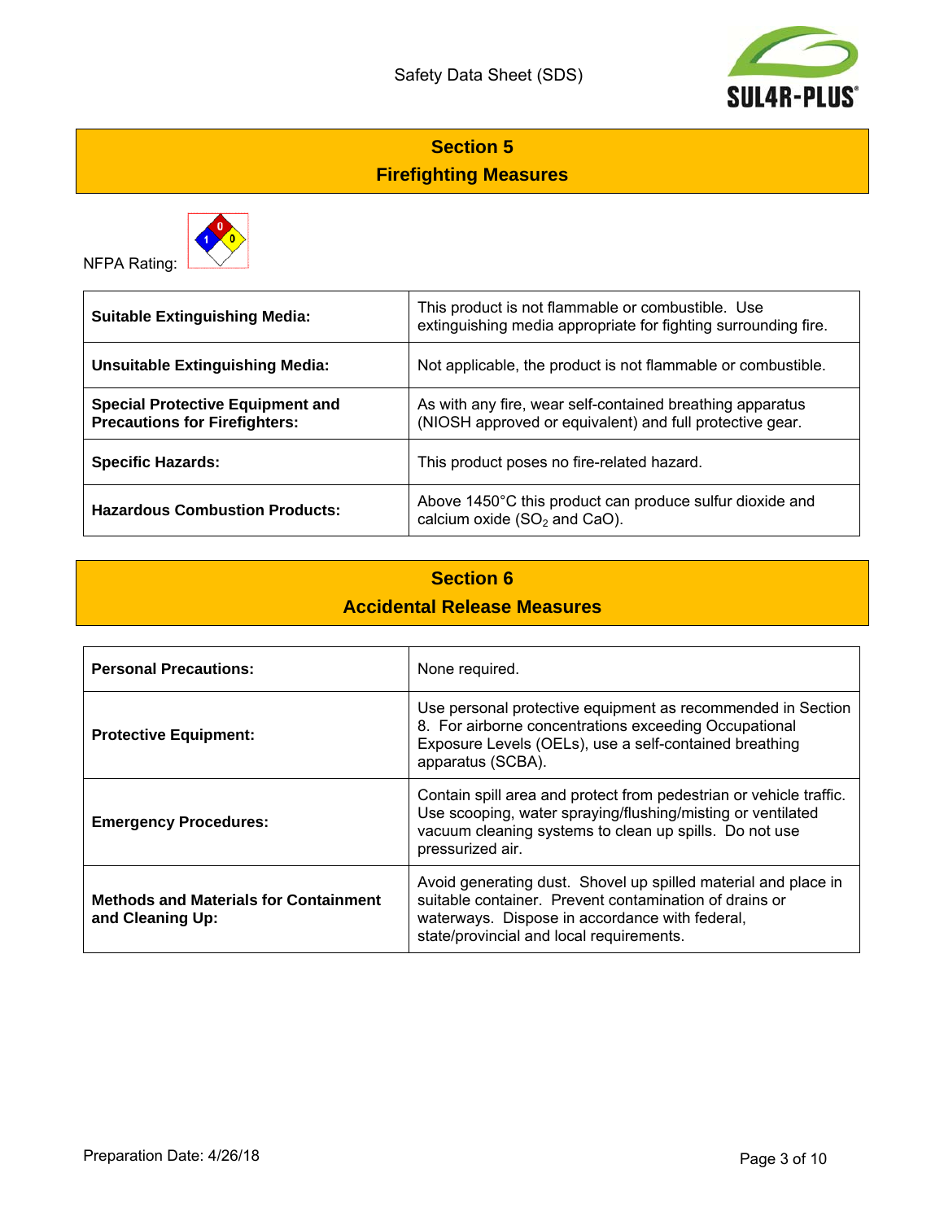## Section 5
## Firefighting Measures

NFPA Rating:

| | |
|---|---|
| **Suitable Extinguishing Media:** | This product is not flammable or combustible. Use extinguishing media appropriate for fighting surrounding fire. |
| **Unsuitable Extinguishing Media:** | Not applicable, the product is not flammable or combustible. |
| **Special Protective Equipment and Precautions for Firefighters:** | As with any fire, wear self-contained breathing apparatus (NIOSH approved or equivalent) and full protective gear. |
| **Specific Hazards:** | This product poses no fire-related hazard. |
| **Hazardous Combustion Products:** | Above 1450°C this product can produce sulfur dioxide and calcium oxide ($SO_2$ and CaO). |

## Section 6
## Accidental Release Measures

| | |
|---|---|
| **Personal Precautions:** | None required. |
| **Protective Equipment:** | Use personal protective equipment as recommended in Section 8. For airborne concentrations exceeding Occupational Exposure Levels (OELs), use a self-contained breathing apparatus (SCBA). |
| **Emergency Procedures:** | Contain spill area and protect from pedestrian or vehicle traffic. Use scooping, water spraying/flushing/misting or ventilated vacuum cleaning systems to clean up spills. Do not use pressurized air. |
| **Methods and Materials for Containment and Cleaning Up:** | Avoid generating dust. Shovel up spilled material and place in suitable container. Prevent contamination of drains or waterways. Dispose in accordance with federal, state/provincial and local requirements. |

Preparation Date: 4/26/18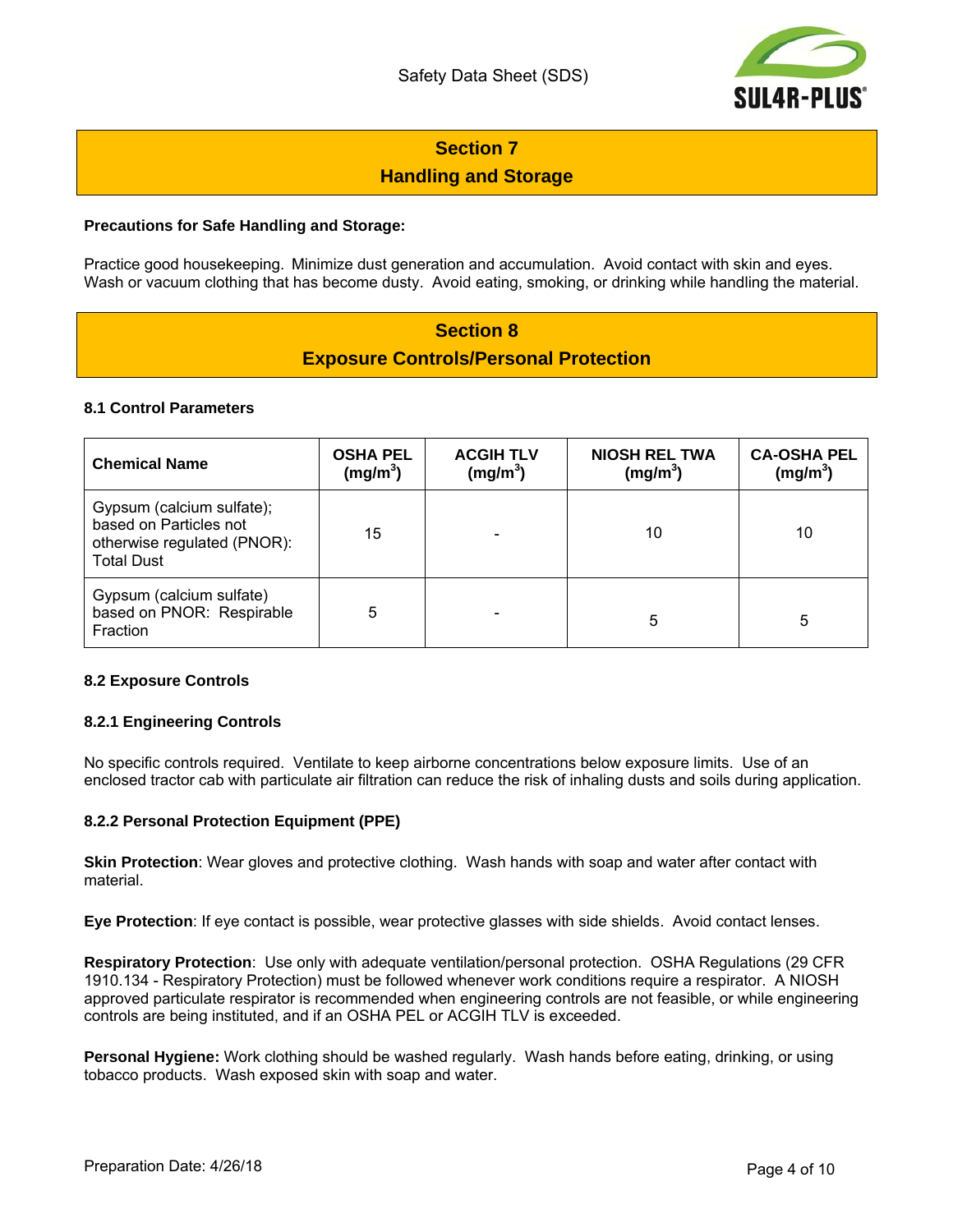## Section 7
## Handling and Storage

**Precautions for Safe Handling and Storage:**

Practice good housekeeping. Minimize dust generation and accumulation. Avoid contact with skin and eyes. Wash or vacuum clothing that has become dusty. Avoid eating, smoking, or drinking while handling the material.

## Section 8
## Exposure Controls/Personal Protection

### 8.1 Control Parameters

| Chemical Name | OSHA PEL ($mg/m^3$) | ACGIH TLV ($mg/m^3$) | NIOSH REL TWA ($mg/m^3$) | CA-OSHA PEL ($mg/m^3$) |
|---|---|---|---|---|
| Gypsum (calcium sulfate); based on Particles not otherwise regulated (PNOR): Total Dust | 15 | - | 10 | 10 |
| Gypsum (calcium sulfate) based on PNOR: Respirable Fraction | 5 | - | 5 | 5 |

### 8.2 Exposure Controls

#### 8.2.1 Engineering Controls

No specific controls required. Ventilate to keep airborne concentrations below exposure limits. Use of an enclosed tractor cab with particulate air filtration can reduce the risk of inhaling dusts and soils during application.

#### 8.2.2 Personal Protection Equipment (PPE)

**Skin Protection**: Wear gloves and protective clothing. Wash hands with soap and water after contact with material.

**Eye Protection**: If eye contact is possible, wear protective glasses with side shields. Avoid contact lenses.

**Respiratory Protection**: Use only with adequate ventilation/personal protection. OSHA Regulations (29 CFR 1910.134 - Respiratory Protection) must be followed whenever work conditions require a respirator. A NIOSH approved particulate respirator is recommended when engineering controls are not feasible, or while engineering controls are being instituted, and if an OSHA PEL or ACGIH TLV is exceeded.

**Personal Hygiene:** Work clothing should be washed regularly. Wash hands before eating, drinking, or using tobacco products. Wash exposed skin with soap and water.

Preparation Date: 4/26/18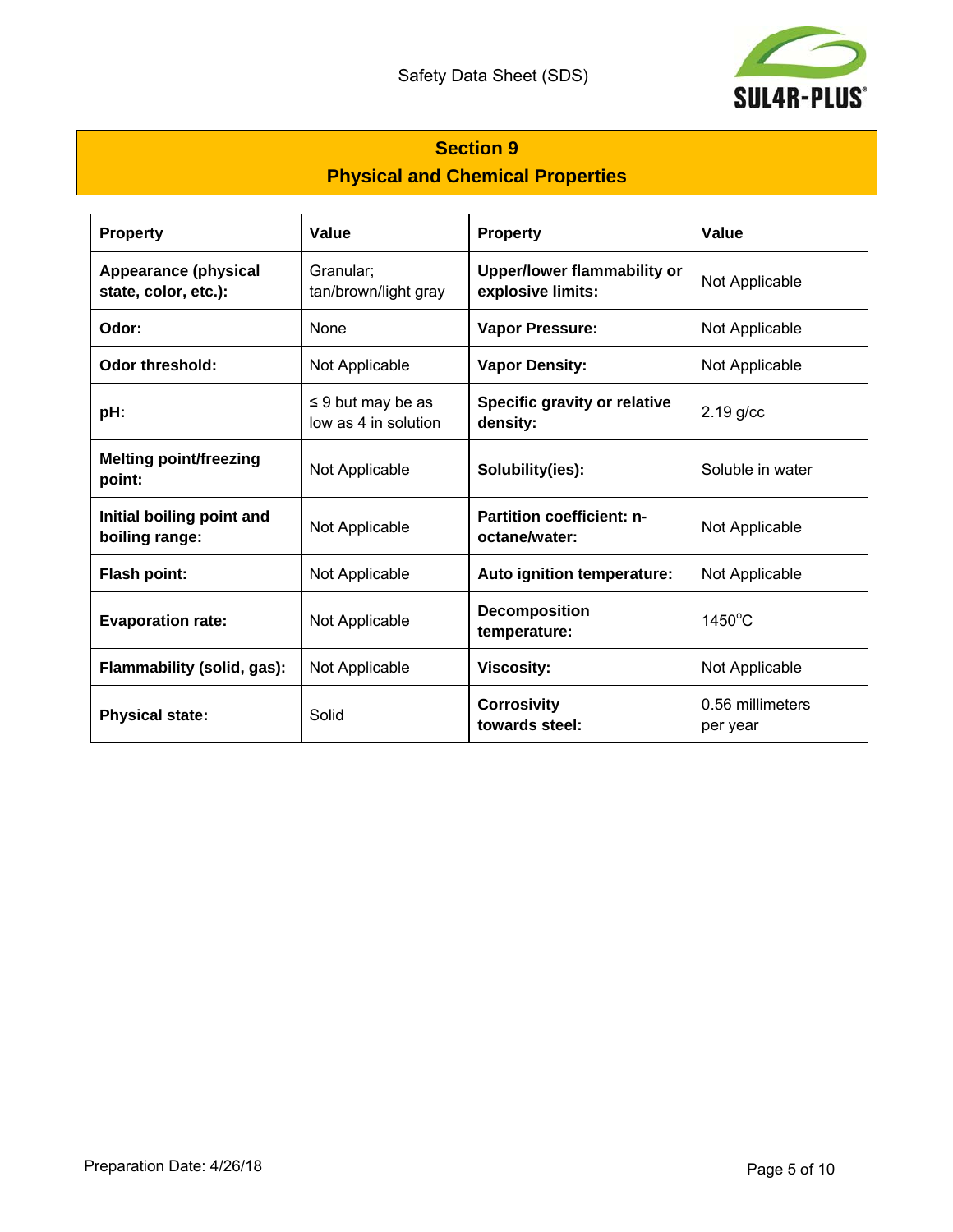## Section 9
## Physical and Chemical Properties

| Property | Value | Property | Value |
|---|---|---|---|
| **Appearance (physical state, color, etc.):** | Granular; tan/brown/light gray | **Upper/lower flammability or explosive limits:** | Not Applicable |
| **Odor:** | None | **Vapor Pressure:** | Not Applicable |
| **Odor threshold:** | Not Applicable | **Vapor Density:** | Not Applicable |
| **pH:** | ≤ 9 but may be as low as 4 in solution | **Specific gravity or relative density:** | 2.19 g/cc |
| **Melting point/freezing point:** | Not Applicable | **Solubility(ies):** | Soluble in water |
| **Initial boiling point and boiling range:** | Not Applicable | **Partition coefficient: n-octane/water:** | Not Applicable |
| **Flash point:** | Not Applicable | **Auto ignition temperature:** | Not Applicable |
| **Evaporation rate:** | Not Applicable | **Decomposition temperature:** | 1450°C |
| **Flammability (solid, gas):** | Not Applicable | **Viscosity:** | Not Applicable |
| **Physical state:** | Solid | **Corrosivity towards steel:** | 0.56 millimeters per year |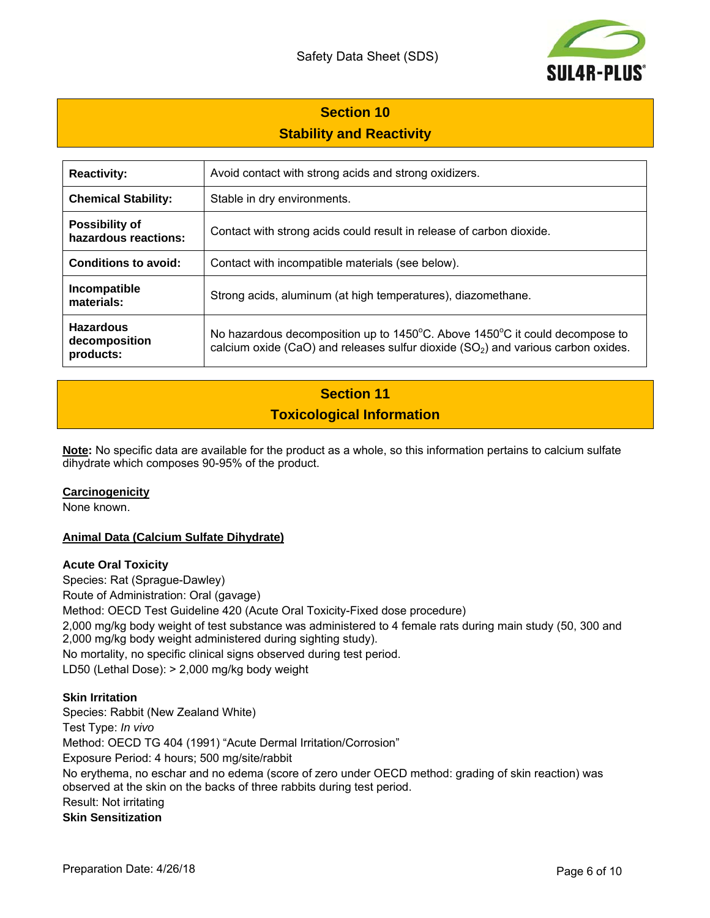## Section 10
## Stability and Reactivity

| | |
|---|---|
| **Reactivity:** | Avoid contact with strong acids and strong oxidizers. |
| **Chemical Stability:** | Stable in dry environments. |
| **Possibility of hazardous reactions:** | Contact with strong acids could result in release of carbon dioxide. |
| **Conditions to avoid:** | Contact with incompatible materials (see below). |
| **Incompatible materials:** | Strong acids, aluminum (at high temperatures), diazomethane. |
| **Hazardous decomposition products:** | No hazardous decomposition up to 1450°C. Above 1450°C it could decompose to calcium oxide (CaO) and releases sulfur dioxide ($SO_2$) and various carbon oxides. |

## Section 11
## Toxicological Information

**Note:** No specific data are available for the product as a whole, so this information pertains to calcium sulfate dihydrate which composes 90-95% of the product.

**Carcinogenicity**

None known.

**Animal Data (Calcium Sulfate Dihydrate)**

**Acute Oral Toxicity**

Species: Rat (Sprague-Dawley)

Route of Administration: Oral (gavage)

Method: OECD Test Guideline 420 (Acute Oral Toxicity-Fixed dose procedure)

2,000 mg/kg body weight of test substance was administered to 4 female rats during main study (50, 300 and 2,000 mg/kg body weight administered during sighting study).

No mortality, no specific clinical signs observed during test period.

LD50 (Lethal Dose): > 2,000 mg/kg body weight

**Skin Irritation**

Species: Rabbit (New Zealand White)

Test Type: *In vivo*

Method: OECD TG 404 (1991) "Acute Dermal Irritation/Corrosion"

Exposure Period: 4 hours; 500 mg/site/rabbit

No erythema, no eschar and no edema (score of zero under OECD method: grading of skin reaction) was observed at the skin on the backs of three rabbits during test period.

Result: Not irritating

**Skin Sensitization**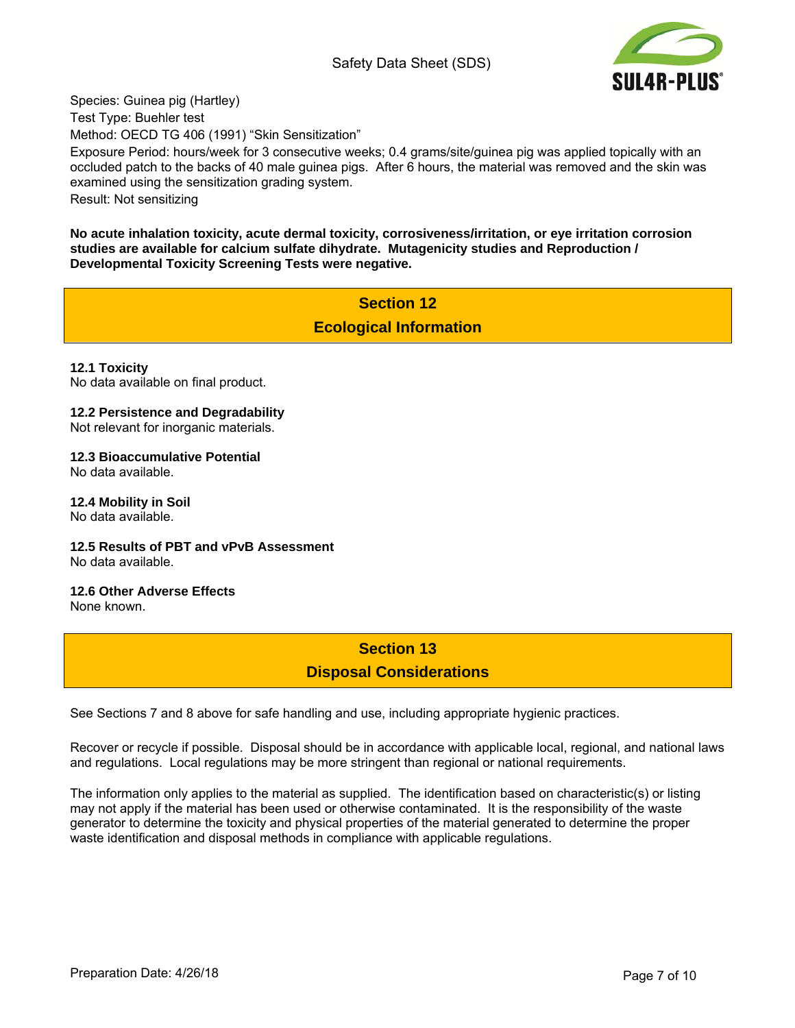Species: Guinea pig (Hartley)
Test Type: Buehler test
Method: OECD TG 406 (1991) "Skin Sensitization"
Exposure Period: hours/week for 3 consecutive weeks; 0.4 grams/site/guinea pig was applied topically with an occluded patch to the backs of 40 male guinea pigs. After 6 hours, the material was removed and the skin was examined using the sensitization grading system.
Result: Not sensitizing

**No acute inhalation toxicity, acute dermal toxicity, corrosiveness/irritation, or eye irritation corrosion studies are available for calcium sulfate dihydrate. Mutagenicity studies and Reproduction / Developmental Toxicity Screening Tests were negative.**

## Section 12
## Ecological Information

**12.1 Toxicity**
No data available on final product.

**12.2 Persistence and Degradability**
Not relevant for inorganic materials.

**12.3 Bioaccumulative Potential**
No data available.

**12.4 Mobility in Soil**
No data available.

**12.5 Results of PBT and vPvB Assessment**
No data available.

**12.6 Other Adverse Effects**
None known.

## Section 13
## Disposal Considerations

See Sections 7 and 8 above for safe handling and use, including appropriate hygienic practices.

Recover or recycle if possible. Disposal should be in accordance with applicable local, regional, and national laws and regulations. Local regulations may be more stringent than regional or national requirements.

The information only applies to the material as supplied. The identification based on characteristic(s) or listing may not apply if the material has been used or otherwise contaminated. It is the responsibility of the waste generator to determine the toxicity and physical properties of the material generated to determine the proper waste identification and disposal methods in compliance with applicable regulations.

Preparation Date: 4/26/18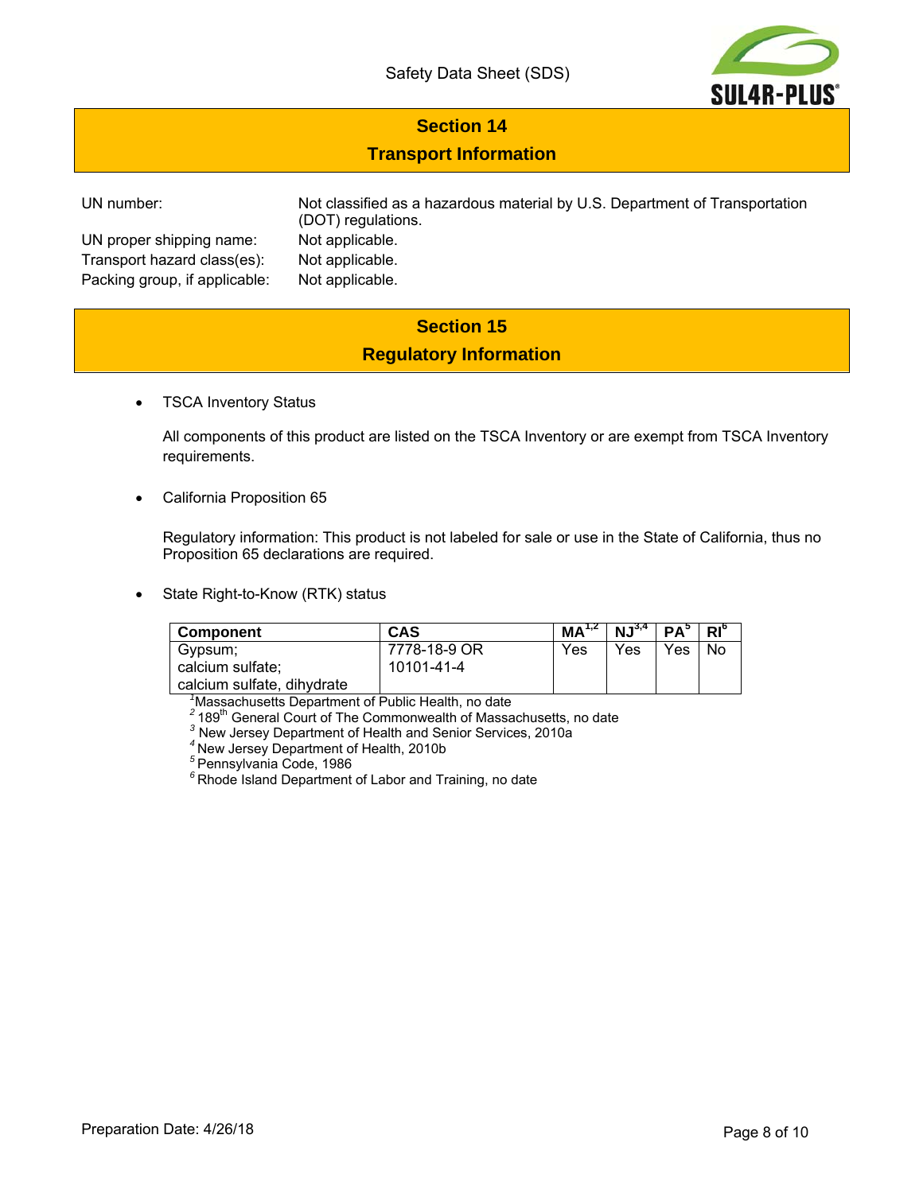## Section 14
## Transport Information

| | |
|---|---|
| UN number: | Not classified as a hazardous material by U.S. Department of Transportation (DOT) regulations. |
| UN proper shipping name: | Not applicable. |
| Transport hazard class(es): | Not applicable. |
| Packing group, if applicable: | Not applicable. |

## Section 15
## Regulatory Information

- TSCA Inventory Status

  All components of this product are listed on the TSCA Inventory or are exempt from TSCA Inventory requirements.

- California Proposition 65

  Regulatory information: This product is not labeled for sale or use in the State of California, thus no Proposition 65 declarations are required.

- State Right-to-Know (RTK) status

| Component | CAS | MA[1,2] | NJ[3,4] | PA[5] | RI[6] |
|---|---|---|---|---|---|
| Gypsum; calcium sulfate; calcium sulfate, dihydrate | 7778-18-9 OR 10101-41-4 | Yes | Yes | Yes | No |

[1] Massachusetts Department of Public Health, no date
[2] 189th General Court of The Commonwealth of Massachusetts, no date
[3] New Jersey Department of Health and Senior Services, 2010a
[4] New Jersey Department of Health, 2010b
[5] Pennsylvania Code, 1986
[6] Rhode Island Department of Labor and Training, no date

Preparation Date: 4/26/18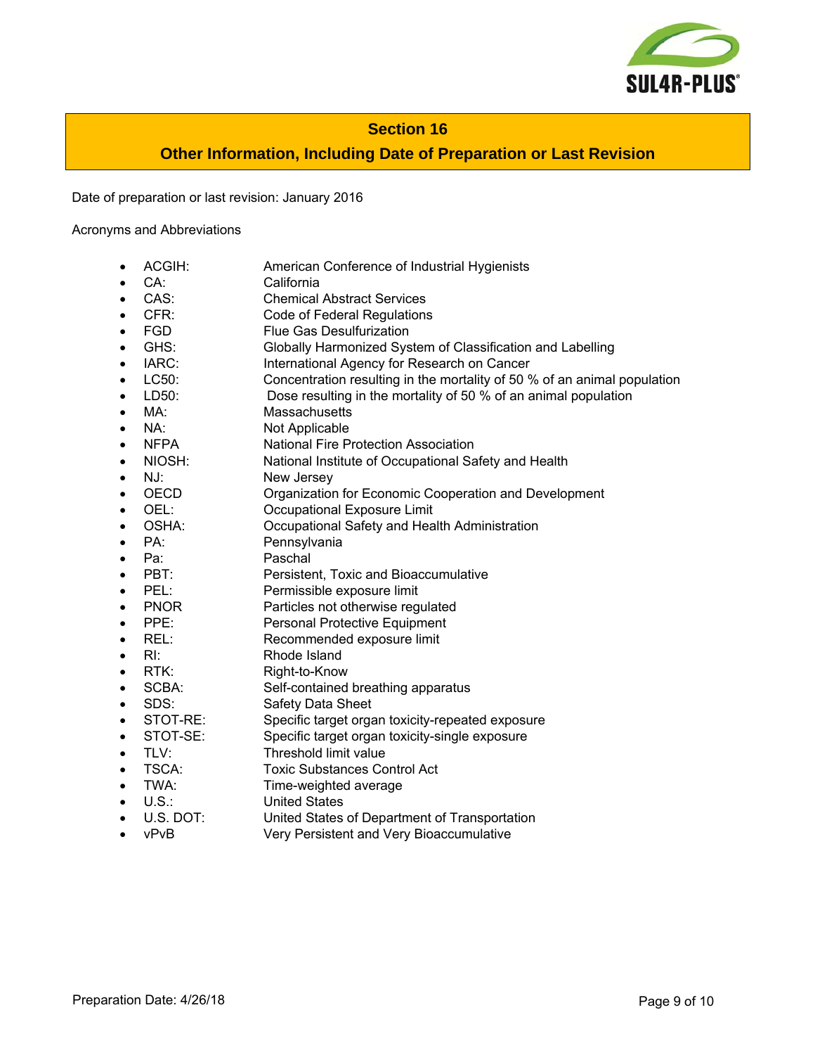## Section 16

## Other Information, Including Date of Preparation or Last Revision

Date of preparation or last revision: January 2016

Acronyms and Abbreviations

- ACGIH: American Conference of Industrial Hygienists
- CA: California
- CAS: Chemical Abstract Services
- CFR: Code of Federal Regulations
- FGD Flue Gas Desulfurization
- GHS: Globally Harmonized System of Classification and Labelling
- IARC: International Agency for Research on Cancer
- LC50: Concentration resulting in the mortality of 50 % of an animal population
- LD50: Dose resulting in the mortality of 50 % of an animal population
- MA: Massachusetts
- NA: Not Applicable
- NFPA National Fire Protection Association
- NIOSH: National Institute of Occupational Safety and Health
- NJ: New Jersey
- OECD Organization for Economic Cooperation and Development
- OEL: Occupational Exposure Limit
- OSHA: Occupational Safety and Health Administration
- PA: Pennsylvania
- Pa: Paschal
- PBT: Persistent, Toxic and Bioaccumulative
- PEL: Permissible exposure limit
- PNOR Particles not otherwise regulated
- PPE: Personal Protective Equipment
- REL: Recommended exposure limit
- RI: Rhode Island
- RTK: Right-to-Know
- SCBA: Self-contained breathing apparatus
- SDS: Safety Data Sheet
- STOT-RE: Specific target organ toxicity-repeated exposure
- STOT-SE: Specific target organ toxicity-single exposure
- TLV: Threshold limit value
- TSCA: Toxic Substances Control Act
- TWA: Time-weighted average
- U.S.: United States
- U.S. DOT: United States of Department of Transportation
- vPvB Very Persistent and Very Bioaccumulative

Preparation Date: 4/26/18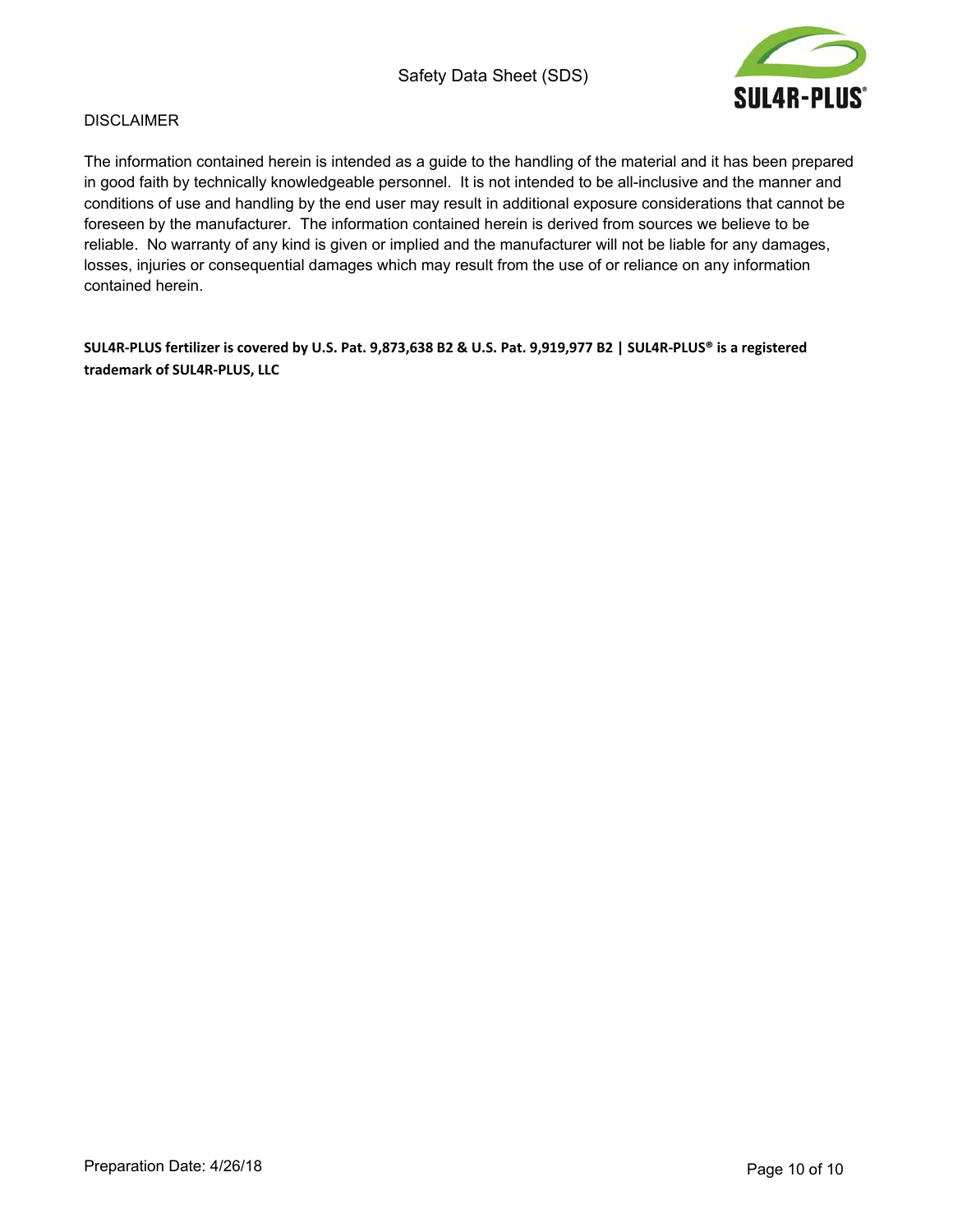## DISCLAIMER

The information contained herein is intended as a guide to the handling of the material and it has been prepared in good faith by technically knowledgeable personnel. It is not intended to be all-inclusive and the manner and conditions of use and handling by the end user may result in additional exposure considerations that cannot be foreseen by the manufacturer. The information contained herein is derived from sources we believe to be reliable. No warranty of any kind is given or implied and the manufacturer will not be liable for any damages, losses, injuries or consequential damages which may result from the use of or reliance on any information contained herein.

**SUL4R-PLUS fertilizer is covered by U.S. Pat. 9,873,638 B2 & U.S. Pat. 9,919,977 B2 | SUL4R-PLUS® is a registered trademark of SUL4R-PLUS, LLC**

Preparation Date: 4/26/18